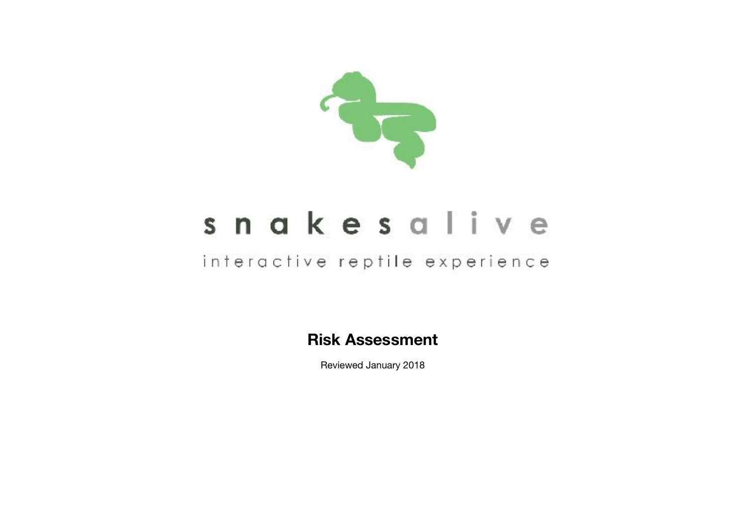snakes alive

interactive reptile experience

# Risk Assessment

Reviewed January 2018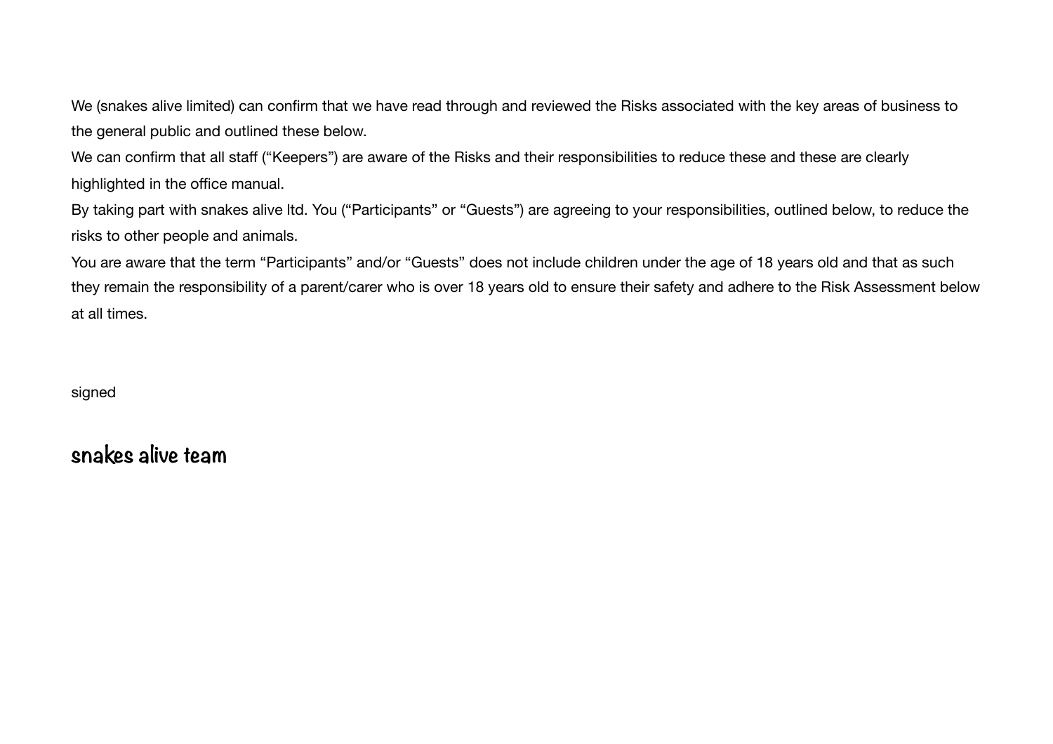We (snakes alive limited) can confirm that we have read through and reviewed the Risks associated with the key areas of business to the general public and outlined these below.

We can confirm that all staff ("Keepers") are aware of the Risks and their responsibilities to reduce these and these are clearly highlighted in the office manual.

By taking part with snakes alive ltd. You ("Participants" or "Guests") are agreeing to your responsibilities, outlined below, to reduce the risks to other people and animals.

You are aware that the term "Participants" and/or "Guests" does not include children under the age of 18 years old and that as such they remain the responsibility of a parent/carer who is over 18 years old to ensure their safety and adhere to the Risk Assessment below at all times.

signed

snakes alive team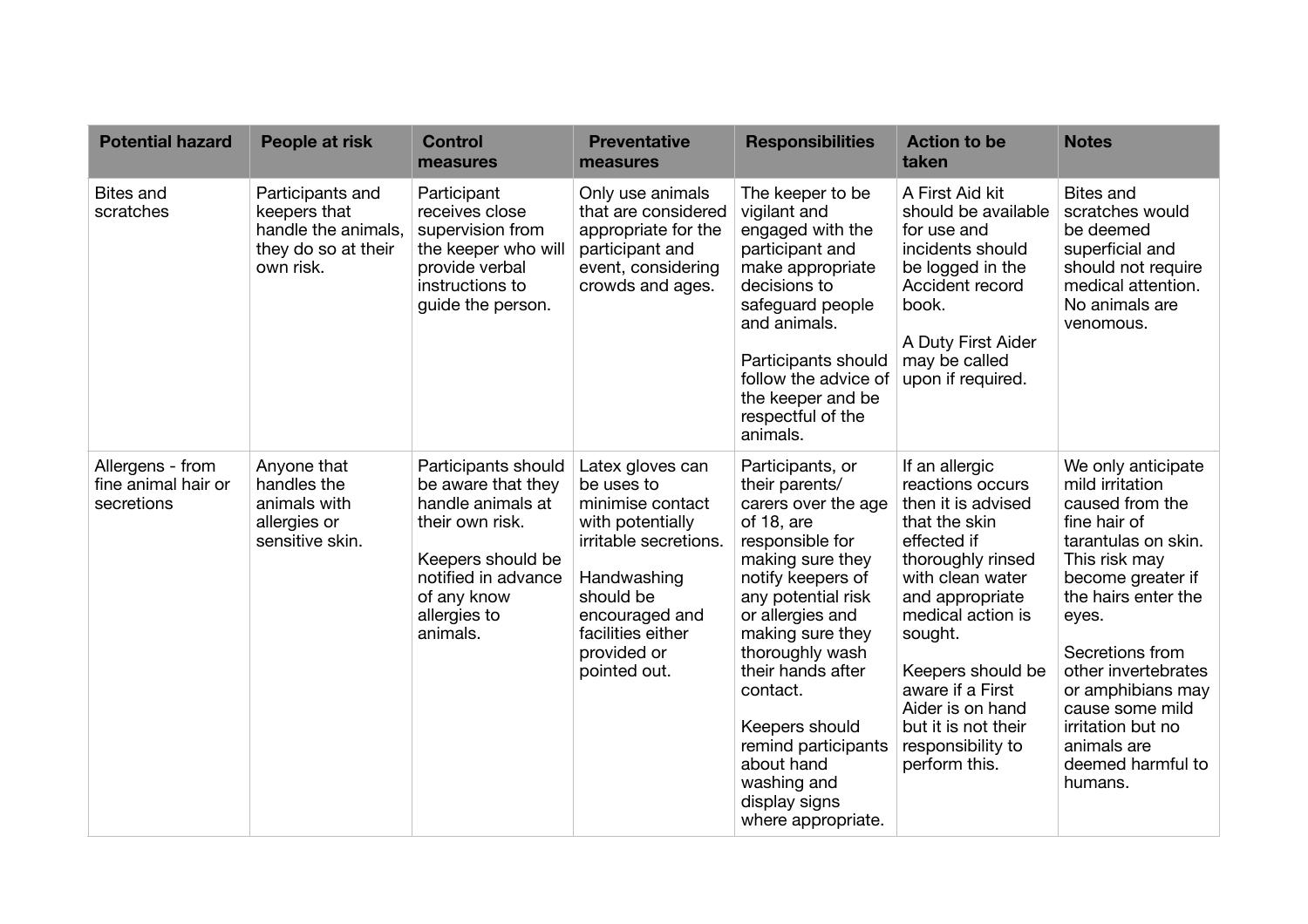| Potential hazard | People at risk | Control measures | Preventative measures | Responsibilities | Action to be taken | Notes |
|---|---|---|---|---|---|---|
| Bites and scratches | Participants and keepers that handle the animals, they do so at their own risk. | Participant receives close supervision from the keeper who will provide verbal instructions to guide the person. | Only use animals that are considered appropriate for the participant and event, considering crowds and ages. | The keeper to be vigilant and engaged with the participant and make appropriate decisions to safeguard people and animals.<br><br>Participants should follow the advice of the keeper and be respectful of the animals. | A First Aid kit should be available for use and incidents should be logged in the Accident record book.<br><br>A Duty First Aider may be called upon if required. | Bites and scratches would be deemed superficial and should not require medical attention. No animals are venomous. |
| Allergens - from fine animal hair or secretions | Anyone that handles the animals with allergies or sensitive skin. | Participants should be aware that they handle animals at their own risk.<br><br>Keepers should be notified in advance of any know allergies to animals. | Latex gloves can be uses to minimise contact with potentially irritable secretions.<br><br>Handwashing should be encouraged and facilities either provided or pointed out. | Participants, or their parents/ carers over the age of 18, are responsible for making sure they notify keepers of any potential risk or allergies and making sure they thoroughly wash their hands after contact.<br><br>Keepers should remind participants about hand washing and display signs where appropriate. | If an allergic reactions occurs then it is advised that the skin effected if thoroughly rinsed with clean water and appropriate medical action is sought.<br><br>Keepers should be aware if a First Aider is on hand but it is not their responsibility to perform this. | We only anticipate mild irritation caused from the fine hair of tarantulas on skin. This risk may become greater if the hairs enter the eyes.<br><br>Secretions from other invertebrates or amphibians may cause some mild irritation but no animals are deemed harmful to humans. |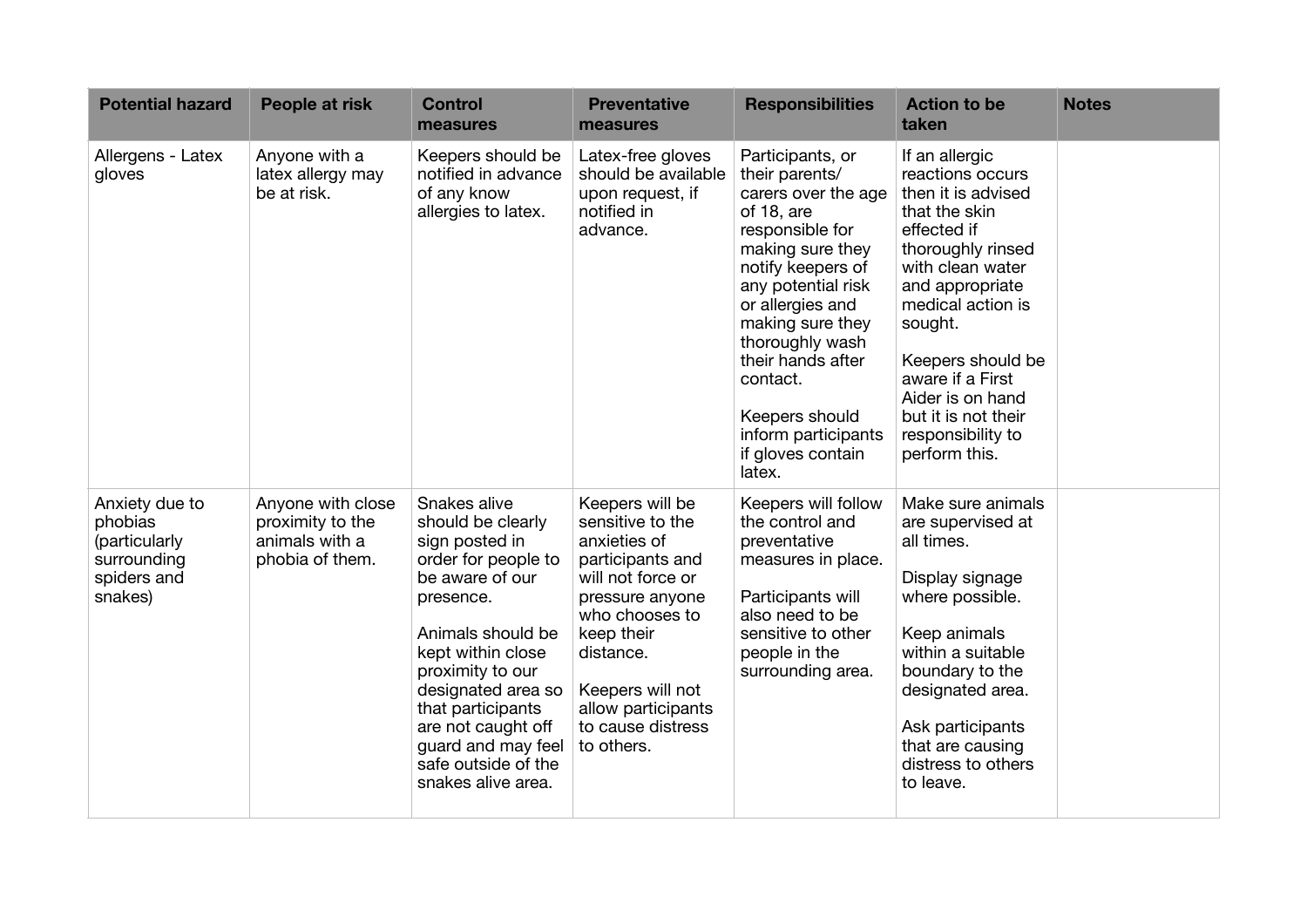| Potential hazard | People at risk | Control measures | Preventative measures | Responsibilities | Action to be taken | Notes |
|---|---|---|---|---|---|---|
| Allergens - Latex gloves | Anyone with a latex allergy may be at risk. | Keepers should be notified in advance of any know allergies to latex. | Latex-free gloves should be available upon request, if notified in advance. | Participants, or their parents/ carers over the age of 18, are responsible for making sure they notify keepers of any potential risk or allergies and making sure they thoroughly wash their hands after contact.<br><br>Keepers should inform participants if gloves contain latex. | If an allergic reactions occurs then it is advised that the skin effected if thoroughly rinsed with clean water and appropriate medical action is sought.<br><br>Keepers should be aware if a First Aider is on hand but it is not their responsibility to perform this. | |
| Anxiety due to phobias (particularly surrounding spiders and snakes) | Anyone with close proximity to the animals with a phobia of them. | Snakes alive should be clearly sign posted in order for people to be aware of our presence.<br><br>Animals should be kept within close proximity to our designated area so that participants are not caught off guard and may feel safe outside of the snakes alive area. | Keepers will be sensitive to the anxieties of participants and will not force or pressure anyone who chooses to keep their distance.<br><br>Keepers will not allow participants to cause distress to others. | Keepers will follow the control and preventative measures in place.<br><br>Participants will also need to be sensitive to other people in the surrounding area. | Make sure animals are supervised at all times.<br><br>Display signage where possible.<br><br>Keep animals within a suitable boundary to the designated area.<br><br>Ask participants that are causing distress to others to leave. | |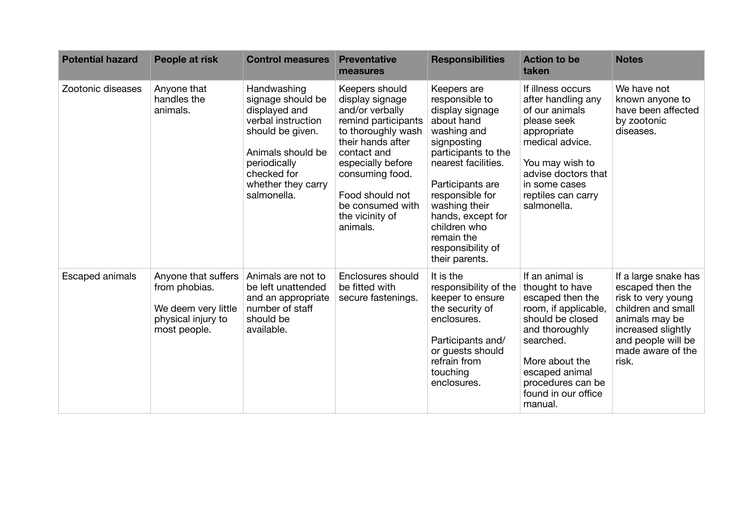| Potential hazard | People at risk | Control measures | Preventative measures | Responsibilities | Action to be taken | Notes |
|---|---|---|---|---|---|---|
| Zootonic diseases | Anyone that handles the animals. | Handwashing signage should be displayed and verbal instruction should be given.<br><br>Animals should be periodically checked for whether they carry salmonella. | Keepers should display signage and/or verbally remind participants to thoroughly wash their hands after contact and especially before consuming food.<br><br>Food should not be consumed with the vicinity of animals. | Keepers are responsible to display signage about hand washing and signposting participants to the nearest facilities.<br><br>Participants are responsible for washing their hands, except for children who remain the responsibility of their parents. | If illness occurs after handling any of our animals please seek appropriate medical advice.<br><br>You may wish to advise doctors that in some cases reptiles can carry salmonella. | We have not known anyone to have been affected by zootonic diseases. |
| Escaped animals | Anyone that suffers from phobias.<br><br>We deem very little physical injury to most people. | Animals are not to be left unattended and an appropriate number of staff should be available. | Enclosures should be fitted with secure fastenings. | It is the responsibility of the keeper to ensure the security of enclosures.<br><br>Participants and/ or guests should refrain from touching enclosures. | If an animal is thought to have escaped then the room, if applicable, should be closed and thoroughly searched.<br><br>More about the escaped animal procedures can be found in our office manual. | If a large snake has escaped then the risk to very young children and small animals may be increased slightly and people will be made aware of the risk. |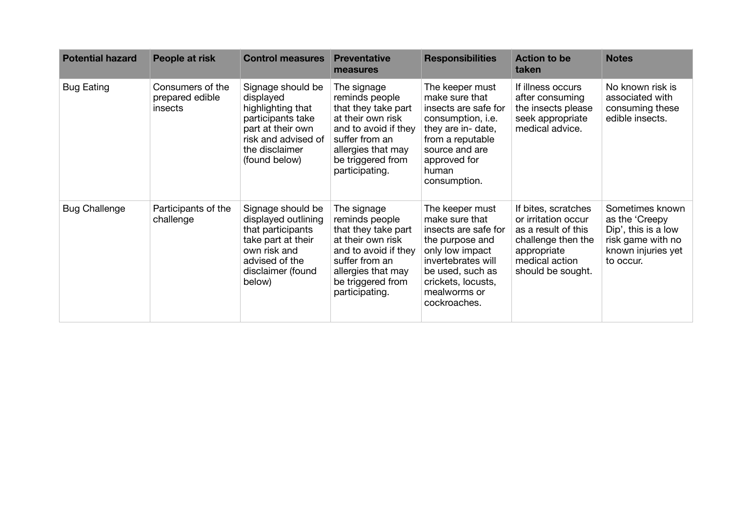| Potential hazard | People at risk | Control measures | Preventative measures | Responsibilities | Action to be taken | Notes |
|---|---|---|---|---|---|---|
| Bug Eating | Consumers of the prepared edible insects | Signage should be displayed highlighting that participants take part at their own risk and advised of the disclaimer (found below) | The signage reminds people that they take part at their own risk and to avoid if they suffer from an allergies that may be triggered from participating. | The keeper must make sure that insects are safe for consumption, i.e. they are in- date, from a reputable source and are approved for human consumption. | If illness occurs after consuming the insects please seek appropriate medical advice. | No known risk is associated with consuming these edible insects. |
| Bug Challenge | Participants of the challenge | Signage should be displayed outlining that participants take part at their own risk and advised of the disclaimer (found below) | The signage reminds people that they take part at their own risk and to avoid if they suffer from an allergies that may be triggered from participating. | The keeper must make sure that insects are safe for the purpose and only low impact invertebrates will be used, such as crickets, locusts, mealworms or cockroaches. | If bites, scratches or irritation occur as a result of this challenge then the appropriate medical action should be sought. | Sometimes known as the 'Creepy Dip', this is a low risk game with no known injuries yet to occur. |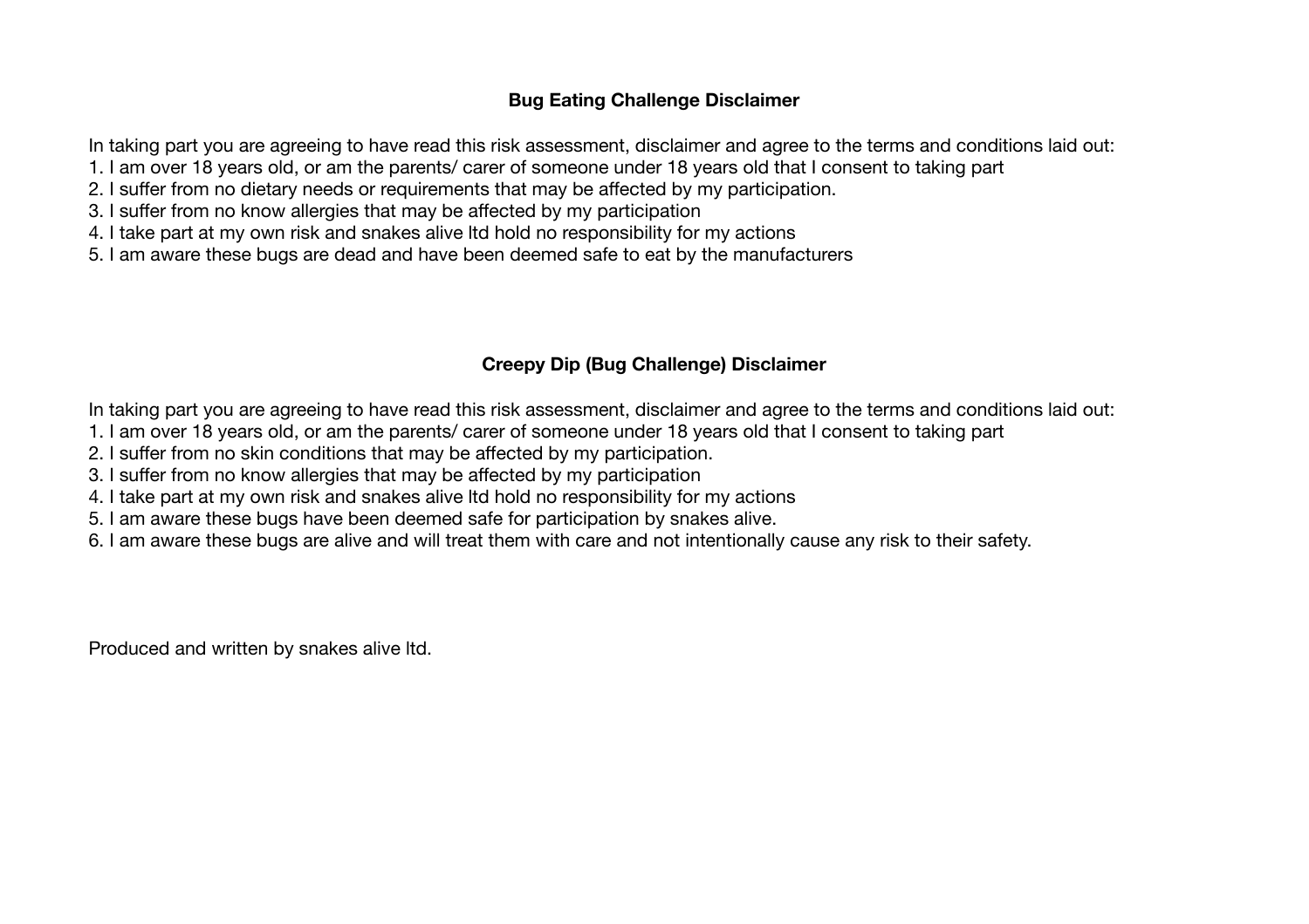**Bug Eating Challenge Disclaimer**

In taking part you are agreeing to have read this risk assessment, disclaimer and agree to the terms and conditions laid out:

1. I am over 18 years old, or am the parents/ carer of someone under 18 years old that I consent to taking part
2. I suffer from no dietary needs or requirements that may be affected by my participation.
3. I suffer from no know allergies that may be affected by my participation
4. I take part at my own risk and snakes alive ltd hold no responsibility for my actions
5. I am aware these bugs are dead and have been deemed safe to eat by the manufacturers

**Creepy Dip (Bug Challenge) Disclaimer**

In taking part you are agreeing to have read this risk assessment, disclaimer and agree to the terms and conditions laid out:

1. I am over 18 years old, or am the parents/ carer of someone under 18 years old that I consent to taking part
2. I suffer from no skin conditions that may be affected by my participation.
3. I suffer from no know allergies that may be affected by my participation
4. I take part at my own risk and snakes alive ltd hold no responsibility for my actions
5. I am aware these bugs have been deemed safe for participation by snakes alive.
6. I am aware these bugs are alive and will treat them with care and not intentionally cause any risk to their safety.

Produced and written by snakes alive ltd.